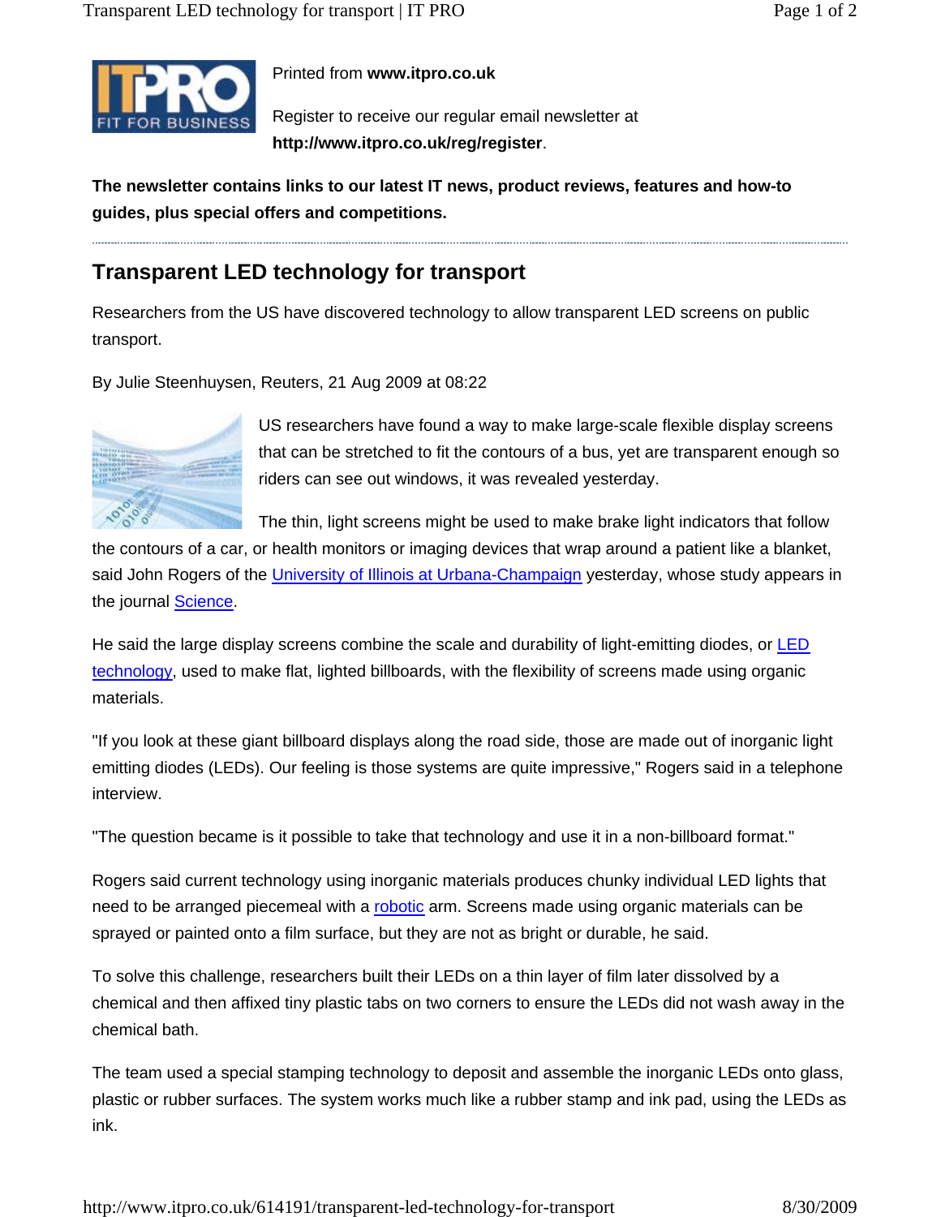Printed from **www.itpro.co.uk**

Register to receive our regular email newsletter at **http://www.itpro.co.uk/reg/register**.

**The newsletter contains links to our latest IT news, product reviews, features and how-to guides, plus special offers and competitions.**

---

# Transparent LED technology for transport

Researchers from the US have discovered technology to allow transparent LED screens on public transport.

By Julie Steenhuysen, Reuters, 21 Aug 2009 at 08:22

US researchers have found a way to make large-scale flexible display screens that can be stretched to fit the contours of a bus, yet are transparent enough so riders can see out windows, it was revealed yesterday.

The thin, light screens might be used to make brake light indicators that follow the contours of a car, or health monitors or imaging devices that wrap around a patient like a blanket, said John Rogers of the University of Illinois at Urbana-Champaign yesterday, whose study appears in the journal Science.

He said the large display screens combine the scale and durability of light-emitting diodes, or LED technology, used to make flat, lighted billboards, with the flexibility of screens made using organic materials.

"If you look at these giant billboard displays along the road side, those are made out of inorganic light emitting diodes (LEDs). Our feeling is those systems are quite impressive," Rogers said in a telephone interview.

"The question became is it possible to take that technology and use it in a non-billboard format."

Rogers said current technology using inorganic materials produces chunky individual LED lights that need to be arranged piecemeal with a robotic arm. Screens made using organic materials can be sprayed or painted onto a film surface, but they are not as bright or durable, he said.

To solve this challenge, researchers built their LEDs on a thin layer of film later dissolved by a chemical and then affixed tiny plastic tabs on two corners to ensure the LEDs did not wash away in the chemical bath.

The team used a special stamping technology to deposit and assemble the inorganic LEDs onto glass, plastic or rubber surfaces. The system works much like a rubber stamp and ink pad, using the LEDs as ink.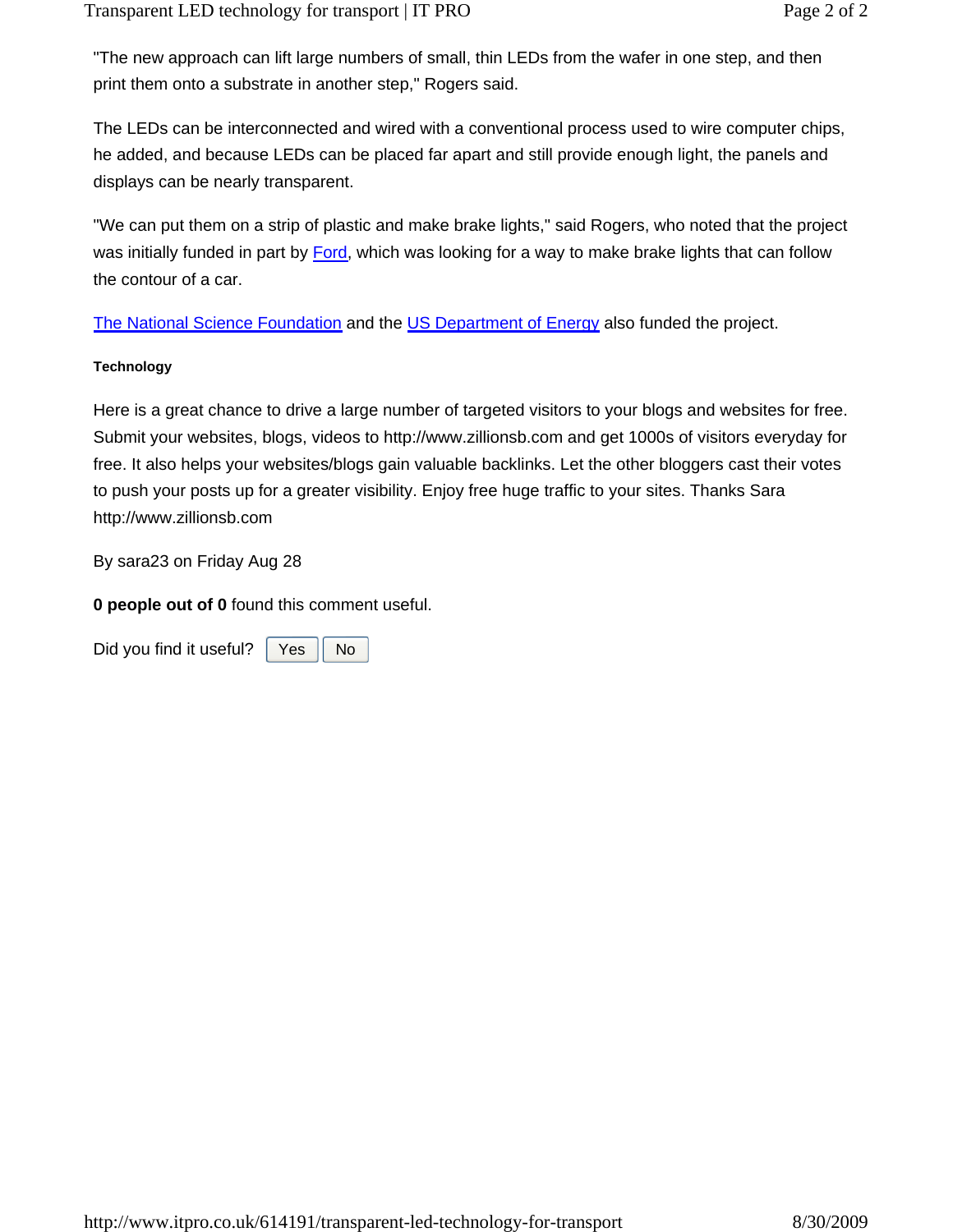"The new approach can lift large numbers of small, thin LEDs from the wafer in one step, and then print them onto a substrate in another step," Rogers said.

The LEDs can be interconnected and wired with a conventional process used to wire computer chips, he added, and because LEDs can be placed far apart and still provide enough light, the panels and displays can be nearly transparent.

"We can put them on a strip of plastic and make brake lights," said Rogers, who noted that the project was initially funded in part by Ford, which was looking for a way to make brake lights that can follow the contour of a car.

The National Science Foundation and the US Department of Energy also funded the project.

**Technology**

Here is a great chance to drive a large number of targeted visitors to your blogs and websites for free. Submit your websites, blogs, videos to http://www.zillionsb.com and get 1000s of visitors everyday for free. It also helps your websites/blogs gain valuable backlinks. Let the other bloggers cast their votes to push your posts up for a greater visibility. Enjoy free huge traffic to your sites. Thanks Sara http://www.zillionsb.com

By sara23 on Friday Aug 28

**0 people out of 0** found this comment useful.

Did you find it useful? Yes No